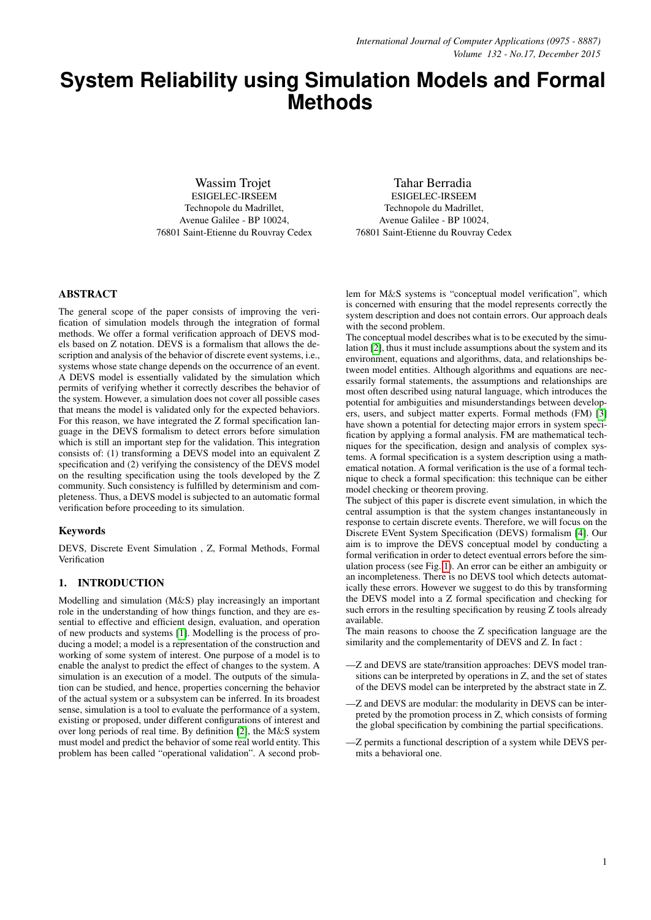# System Reliability using Simulation Models and Formal Methods

Wassim Trojet
ESIGELEC-IRSEEM
Technopole du Madrillet,
Avenue Galilee - BP 10024,
76801 Saint-Etienne du Rouvray Cedex

Tahar Berradia
ESIGELEC-IRSEEM
Technopole du Madrillet,
Avenue Galilee - BP 10024,
76801 Saint-Etienne du Rouvray Cedex

## ABSTRACT

The general scope of the paper consists of improving the verification of simulation models through the integration of formal methods. We offer a formal verification approach of DEVS models based on Z notation. DEVS is a formalism that allows the description and analysis of the behavior of discrete event systems, i.e., systems whose state change depends on the occurrence of an event. A DEVS model is essentially validated by the simulation which permits of verifying whether it correctly describes the behavior of the system. However, a simulation does not cover all possible cases that means the model is validated only for the expected behaviors. For this reason, we have integrated the Z formal specification language in the DEVS formalism to detect errors before simulation which is still an important step for the validation. This integration consists of: (1) transforming a DEVS model into an equivalent Z specification and (2) verifying the consistency of the DEVS model on the resulting specification using the tools developed by the Z community. Such consistency is fulfilled by determinism and completeness. Thus, a DEVS model is subjected to an automatic formal verification before proceeding to its simulation.

### Keywords

DEVS, Discrete Event Simulation , Z, Formal Methods, Formal Verification

## 1. INTRODUCTION

Modelling and simulation (M&S) play increasingly an important role in the understanding of how things function, and they are essential to effective and efficient design, evaluation, and operation of new products and systems [1]. Modelling is the process of producing a model; a model is a representation of the construction and working of some system of interest. One purpose of a model is to enable the analyst to predict the effect of changes to the system. A simulation is an execution of a model. The outputs of the simulation can be studied, and hence, properties concerning the behavior of the actual system or a subsystem can be inferred. In its broadest sense, simulation is a tool to evaluate the performance of a system, existing or proposed, under different configurations of interest and over long periods of real time. By definition [2], the M&S system must model and predict the behavior of some real world entity. This problem has been called "operational validation". A second problem for M&S systems is "conceptual model verification", which is concerned with ensuring that the model represents correctly the system description and does not contain errors. Our approach deals with the second problem.

The conceptual model describes what is to be executed by the simulation [2], thus it must include assumptions about the system and its environment, equations and algorithms, data, and relationships between model entities. Although algorithms and equations are necessarily formal statements, the assumptions and relationships are most often described using natural language, which introduces the potential for ambiguities and misunderstandings between developers, users, and subject matter experts. Formal methods (FM) [3] have shown a potential for detecting major errors in system specification by applying a formal analysis. FM are mathematical techniques for the specification, design and analysis of complex systems. A formal specification is a system description using a mathematical notation. A formal verification is the use of a formal technique to check a formal specification: this technique can be either model checking or theorem proving.

The subject of this paper is discrete event simulation, in which the central assumption is that the system changes instantaneously in response to certain discrete events. Therefore, we will focus on the Discrete EVent System Specification (DEVS) formalism [4]. Our aim is to improve the DEVS conceptual model by conducting a formal verification in order to detect eventual errors before the simulation process (see Fig. 1). An error can be either an ambiguity or an incompleteness. There is no DEVS tool which detects automatically these errors. However we suggest to do this by transforming the DEVS model into a Z formal specification and checking for such errors in the resulting specification by reusing Z tools already available.

The main reasons to choose the Z specification language are the similarity and the complementarity of DEVS and Z. In fact :

—Z and DEVS are state/transition approaches: DEVS model transitions can be interpreted by operations in Z, and the set of states of the DEVS model can be interpreted by the abstract state in Z.

—Z and DEVS are modular: the modularity in DEVS can be interpreted by the promotion process in Z, which consists of forming the global specification by combining the partial specifications.

—Z permits a functional description of a system while DEVS permits a behavioral one.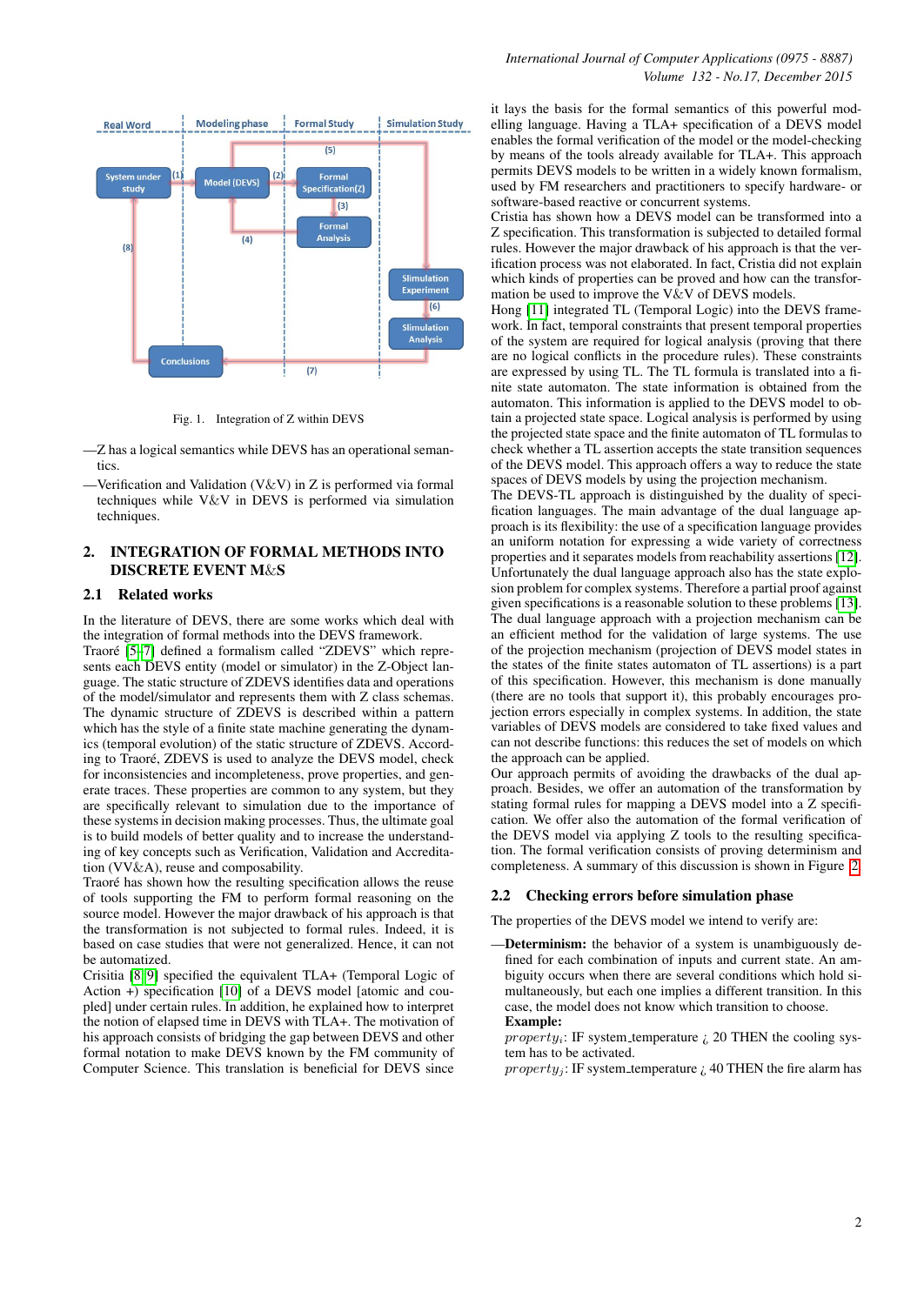Fig. 1. Integration of Z within DEVS

—Z has a logical semantics while DEVS has an operational semantics.

—Verification and Validation (V&V) in Z is performed via formal techniques while V&V in DEVS is performed via simulation techniques.

## 2. INTEGRATION OF FORMAL METHODS INTO DISCRETE EVENT M&S

### 2.1 Related works

In the literature of DEVS, there are some works which deal with the integration of formal methods into the DEVS framework.

Traoré [5–7] defined a formalism called "ZDEVS" which represents each DEVS entity (model or simulator) in the Z-Object language. The static structure of ZDEVS identifies data and operations of the model/simulator and represents them with Z class schemas. The dynamic structure of ZDEVS is described within a pattern which has the style of a finite state machine generating the dynamics (temporal evolution) of the static structure of ZDEVS. According to Traoré, ZDEVS is used to analyze the DEVS model, check for inconsistencies and incompleteness, prove properties, and generate traces. These properties are common to any system, but they are specifically relevant to simulation due to the importance of these systems in decision making processes. Thus, the ultimate goal is to build models of better quality and to increase the understanding of key concepts such as Verification, Validation and Accreditation (VV&A), reuse and composability.

Traoré has shown how the resulting specification allows the reuse of tools supporting the FM to perform formal reasoning on the source model. However the major drawback of his approach is that the transformation is not subjected to formal rules. Indeed, it is based on case studies that were not generalized. Hence, it can not be automatized.

Crisitia [8][9] specified the equivalent TLA+ (Temporal Logic of Action +) specification [10] of a DEVS model [atomic and coupled] under certain rules. In addition, he explained how to interpret the notion of elapsed time in DEVS with TLA+. The motivation of his approach consists of bridging the gap between DEVS and other formal notation to make DEVS known by the FM community of Computer Science. This translation is beneficial for DEVS since it lays the basis for the formal semantics of this powerful modelling language. Having a TLA+ specification of a DEVS model enables the formal verification of the model or the model-checking by means of the tools already available for TLA+. This approach permits DEVS models to be written in a widely known formalism, used by FM researchers and practitioners to specify hardware- or software-based reactive or concurrent systems.

Cristia has shown how a DEVS model can be transformed into a Z specification. This transformation is subjected to detailed formal rules. However the major drawback of his approach is that the verification process was not elaborated. In fact, Cristia did not explain which kinds of properties can be proved and how can the transformation be used to improve the V&V of DEVS models.

Hong [11] integrated TL (Temporal Logic) into the DEVS framework. In fact, temporal constraints that present temporal properties of the system are required for logical analysis (proving that there are no logical conflicts in the procedure rules). These constraints are expressed by using TL. The TL formula is translated into a finite state automaton. The state information is obtained from the automaton. This information is applied to the DEVS model to obtain a projected state space. Logical analysis is performed by using the projected state space and the finite automaton of TL formulas to check whether a TL assertion accepts the state transition sequences of the DEVS model. This approach offers a way to reduce the state spaces of DEVS models by using the projection mechanism.

The DEVS-TL approach is distinguished by the duality of specification languages. The main advantage of the dual language approach is its flexibility: the use of a specification language provides an uniform notation for expressing a wide variety of correctness properties and it separates models from reachability assertions [12]. Unfortunately the dual language approach also has the state explosion problem for complex systems. Therefore a partial proof against given specifications is a reasonable solution to these problems [13]. The dual language approach with a projection mechanism can be an efficient method for the validation of large systems. The use of the projection mechanism (projection of DEVS model states in the states of the finite states automaton of TL assertions) is a part of this specification. However, this mechanism is done manually (there are no tools that support it), this probably encourages projection errors especially in complex systems. In addition, the state variables of DEVS models are considered to take fixed values and can not describe functions: this reduces the set of models on which the approach can be applied.

Our approach permits of avoiding the drawbacks of the dual approach. Besides, we offer an automation of the transformation by stating formal rules for mapping a DEVS model into a Z specification. We offer also the automation of the formal verification of the DEVS model via applying Z tools to the resulting specification. The formal verification consists of proving determinism and completeness. A summary of this discussion is shown in Figure 2.

### 2.2 Checking errors before simulation phase

The properties of the DEVS model we intend to verify are:

—**Determinism:** the behavior of a system is unambiguously defined for each combination of inputs and current state. An ambiguity occurs when there are several conditions which hold simultaneously, but each one implies a different transition. In this case, the model does not know which transition to choose.

**Example:**

$property_i$: IF system_temperature ¿ 20 THEN the cooling system has to be activated.

$property_j$: IF system_temperature ¿ 40 THEN the fire alarm has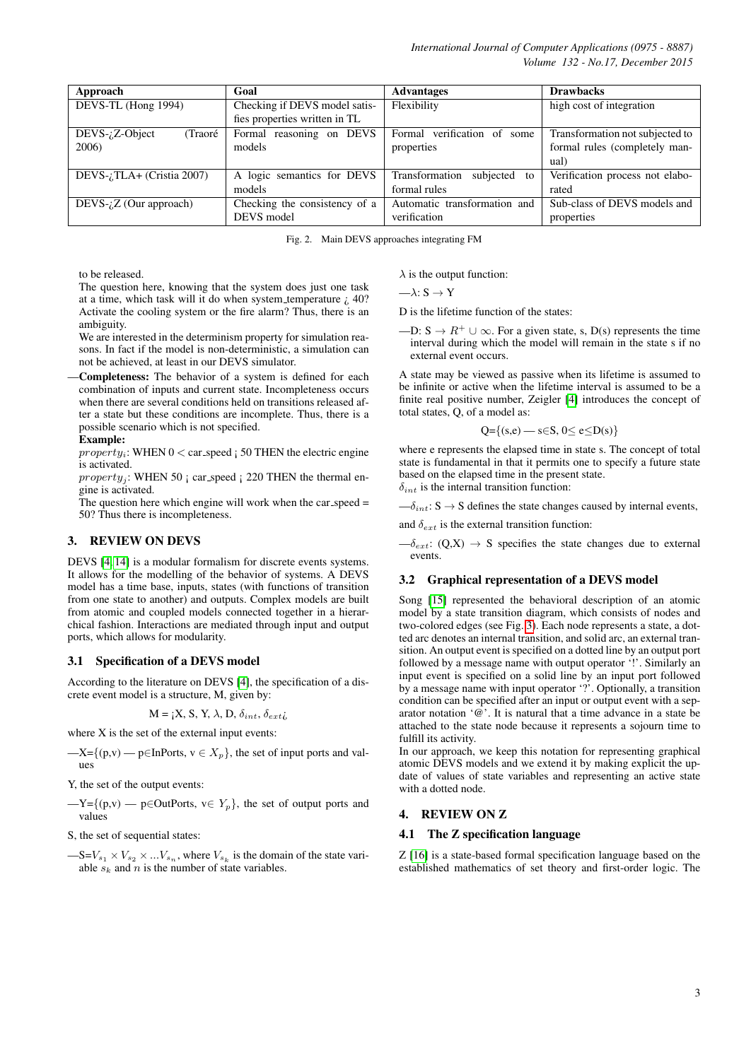| Approach | Goal | Advantages | Drawbacks |
|---|---|---|---|
| DEVS-TL (Hong 1994) | Checking if DEVS model satisfies properties written in TL | Flexibility | high cost of integration |
| DEVS-¿Z-Object (Traoré 2006) | Formal reasoning on DEVS models | Formal verification of some properties | Transformation not subjected to formal rules (completely manual) |
| DEVS-¿TLA+ (Cristia 2007) | A logic semantics for DEVS models | Transformation subjected to formal rules | Verification process not elaborated |
| DEVS-¿Z (Our approach) | Checking the consistency of a DEVS model | Automatic transformation and verification | Sub-class of DEVS models and properties |

Fig. 2. Main DEVS approaches integrating FM

to be released.

The question here, knowing that the system does just one task at a time, which task will it do when system_temperature ¿ 40? Activate the cooling system or the fire alarm? Thus, there is an ambiguity.

We are interested in the determinism property for simulation reasons. In fact if the model is non-deterministic, a simulation can not be achieved, at least in our DEVS simulator.

—**Completeness:** The behavior of a system is defined for each combination of inputs and current state. Incompleteness occurs when there are several conditions held on transitions released after a state but these conditions are incomplete. Thus, there is a possible scenario which is not specified.

**Example:**

$property_i$: WHEN 0 < car_speed ¡ 50 THEN the electric engine is activated.

$property_j$: WHEN 50 ¡ car_speed ¡ 220 THEN the thermal engine is activated.

The question here which engine will work when the car_speed = 50? Thus there is incompleteness.

## 3. REVIEW ON DEVS

DEVS [4, 14] is a modular formalism for discrete events systems. It allows for the modelling of the behavior of systems. A DEVS model has a time base, inputs, states (with functions of transition from one state to another) and outputs. Complex models are built from atomic and coupled models connected together in a hierarchical fashion. Interactions are mediated through input and output ports, which allows for modularity.

### 3.1 Specification of a DEVS model

According to the literature on DEVS [4], the specification of a discrete event model is a structure, M, given by:

M = ¡X, S, Y, $\lambda$, D, $\delta_{int}$, $\delta_{ext}$¿

where X is the set of the external input events:

—X={(p,v) — p∈InPorts, v $\in X_p$}, the set of input ports and values

Y, the set of the output events:

—Y={(p,v) — p∈OutPorts, v∈ $Y_p$}, the set of output ports and values

S, the set of sequential states:

—S=$V_{s_1} \times V_{s_2} \times ... V_{s_n}$, where $V_{s_k}$ is the domain of the state variable $s_k$ and $n$ is the number of state variables.

$\lambda$ is the output function:

—$\lambda$: S → Y

D is the lifetime function of the states:

—D: S → $R^+ \cup \infty$. For a given state, s, D(s) represents the time interval during which the model will remain in the state s if no external event occurs.

A state may be viewed as passive when its lifetime is assumed to be infinite or active when the lifetime interval is assumed to be a finite real positive number, Zeigler [4] introduces the concept of total states, Q, of a model as:

Q={(s,e) — s∈S, 0≤ e≤D(s)}

where e represents the elapsed time in state s. The concept of total state is fundamental in that it permits one to specify a future state based on the elapsed time in the present state.

$\delta_{int}$ is the internal transition function:

—$\delta_{int}$: S → S defines the state changes caused by internal events,

and $\delta_{ext}$ is the external transition function:

—$\delta_{ext}$: (Q,X) → S specifies the state changes due to external events.

### 3.2 Graphical representation of a DEVS model

Song [15] represented the behavioral description of an atomic model by a state transition diagram, which consists of nodes and two-colored edges (see Fig. 3). Each node represents a state, a dotted arc denotes an internal transition, and solid arc, an external transition. An output event is specified on a dotted line by an output port followed by a message name with output operator '!'. Similarly an input event is specified on a solid line by an input port followed by a message name with input operator '?'. Optionally, a transition condition can be specified after an input or output event with a separator notation '@'. It is natural that a time advance in a state be attached to the state node because it represents a sojourn time to fulfill its activity.

In our approach, we keep this notation for representing graphical atomic DEVS models and we extend it by making explicit the update of values of state variables and representing an active state with a dotted node.

## 4. REVIEW ON Z

### 4.1 The Z specification language

Z [16] is a state-based formal specification language based on the established mathematics of set theory and first-order logic. The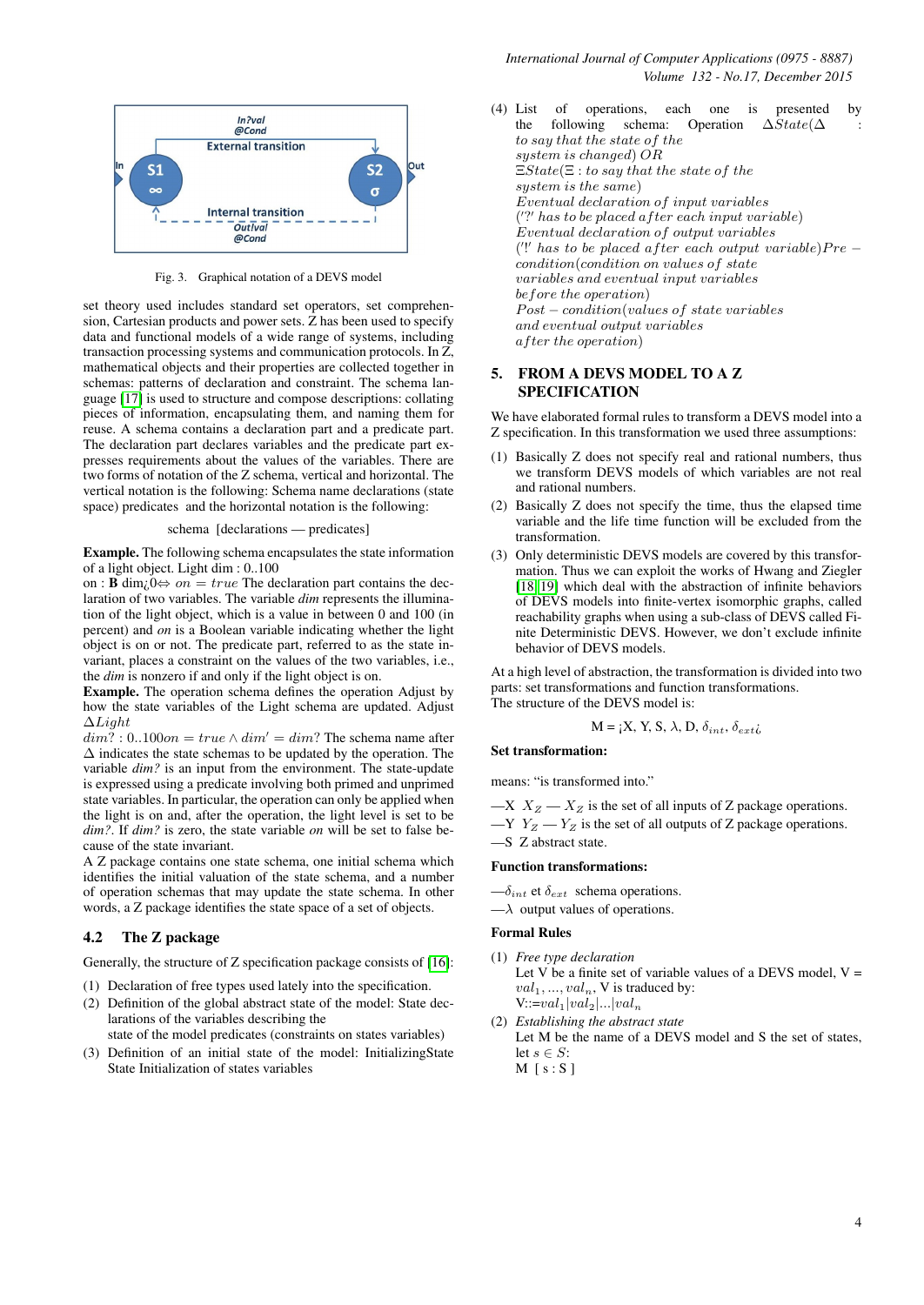Fig. 3. Graphical notation of a DEVS model

set theory used includes standard set operators, set comprehension, Cartesian products and power sets. Z has been used to specify data and functional models of a wide range of systems, including transaction processing systems and communication protocols. In Z, mathematical objects and their properties are collected together in schemas: patterns of declaration and constraint. The schema language [17] is used to structure and compose descriptions: collating pieces of information, encapsulating them, and naming them for reuse. A schema contains a declaration part and a predicate part. The declaration part declares variables and the predicate part expresses requirements about the values of the variables. There are two forms of notation of the Z schema, vertical and horizontal. The vertical notation is the following: Schema name declarations (state space) predicates and the horizontal notation is the following:

schema [declarations — predicates]

**Example.** The following schema encapsulates the state information of a light object. Light dim : 0..100
on : **B** dim¿0⇔ $on = true$ The declaration part contains the declaration of two variables. The variable *dim* represents the illumination of the light object, which is a value in between 0 and 100 (in percent) and *on* is a Boolean variable indicating whether the light object is on or not. The predicate part, referred to as the state invariant, places a constraint on the values of the two variables, i.e., the *dim* is nonzero if and only if the light object is on.

**Example.** The operation schema defines the operation Adjust by how the state variables of the Light schema are updated. Adjust $\Delta Light$
$dim? : 0..100 on = true \wedge dim' = dim?$ The schema name after $\Delta$ indicates the state schemas to be updated by the operation. The variable *dim?* is an input from the environment. The state-update is expressed using a predicate involving both primed and unprimed state variables. In particular, the operation can only be applied when the light is on and, after the operation, the light level is set to be *dim?*. If *dim?* is zero, the state variable *on* will be set to false because of the state invariant.

A Z package contains one state schema, one initial schema which identifies the initial valuation of the state schema, and a number of operation schemas that may update the state schema. In other words, a Z package identifies the state space of a set of objects.

### 4.2 The Z package

Generally, the structure of Z specification package consists of [16]:

(1) Declaration of free types used lately into the specification.
(2) Definition of the global abstract state of the model: State declarations of the variables describing the
state of the model predicates (constraints on states variables)
(3) Definition of an initial state of the model: InitializingState State Initialization of states variables
(4) List of operations, each one is presented by the following schema: Operation $\Delta State(\Delta$ : *to say that the state of the system is changed*) *OR*
$\Xi State(\Xi$ : *to say that the state of the system is the same*)
*Eventual declaration of input variables*
*('?' has to be placed after each input variable)*
*Eventual declaration of output variables*
*('!' has to be placed after each output variable)* $Pre-$ *condition(condition on values of state variables and eventual input variables before the operation)*
$Post-$ *condition(values of state variables and eventual output variables after the operation)*

## 5. FROM A DEVS MODEL TO A Z SPECIFICATION

We have elaborated formal rules to transform a DEVS model into a Z specification. In this transformation we used three assumptions:

(1) Basically Z does not specify real and rational numbers, thus we transform DEVS models of which variables are not real and rational numbers.
(2) Basically Z does not specify the time, thus the elapsed time variable and the life time function will be excluded from the transformation.
(3) Only deterministic DEVS models are covered by this transformation. Thus we can exploit the works of Hwang and Ziegler [18] [19] which deal with the abstraction of infinite behaviors of DEVS models into finite-vertex isomorphic graphs, called reachability graphs when using a sub-class of DEVS called Finite Deterministic DEVS. However, we don't exclude infinite behavior of DEVS models.

At a high level of abstraction, the transformation is divided into two parts: set transformations and function transformations.
The structure of the DEVS model is:

M = ¡X, Y, S, λ, D, $\delta_{int}$, $\delta_{ext}$¿

**Set transformation:**

means: "is transformed into."

—X $X_Z$ — $X_Z$ is the set of all inputs of Z package operations.
—Y $Y_Z$ — $Y_Z$ is the set of all outputs of Z package operations.
—S Z abstract state.

**Function transformations:**

—$\delta_{int}$ et $\delta_{ext}$ schema operations.
—$\lambda$ output values of operations.

**Formal Rules**

(1) *Free type declaration*
Let V be a finite set of variable values of a DEVS model, V = $val_1, ..., val_n$, V is traduced by:
V::=$val_1|val_2|...|val_n$
(2) *Establishing the abstract state*
Let M be the name of a DEVS model and S the set of states, let $s \in S$:
M [ s : S ]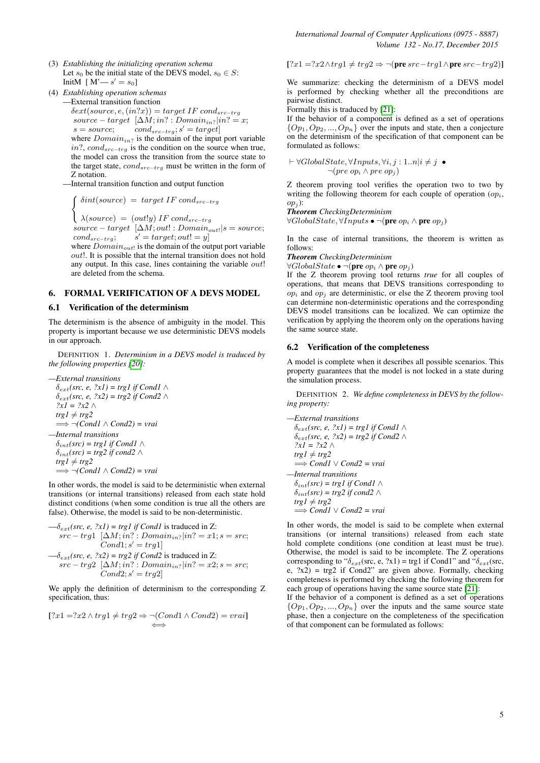(3) *Establishing the initializing operation schema*
Let $s_0$ be the initial state of the DEVS model, $s_0 \in S$:
InitM $[\ M' — s' = s_0]$

(4) *Establishing operation schemas*
—External transition function
$\delta ext(source, e, (in?x)) = target\ IF\ cond_{src-trg}$
$source - target\ \ [\Delta M; in? : Domain_{in?} | in? = x;$
$s = source; \quad cond_{src-trg}; s' = target]$
where $Domain_{in?}$ is the domain of the input port variable $in?$, $cond_{src-trg}$ is the condition on the source when true, the model can cross the transition from the source state to the target state, $cond_{src-trg}$ must be written in the form of Z notation.
—Internal transition function and output function

$$\begin{cases} \delta int(source) = target\ IF\ cond_{src-trg} \\ \lambda(source) = (out!y)\ IF\ cond_{src-trg} \end{cases}$$

$source - target\ \ [\Delta M; out! : Domain_{out!} | s = source;$
$cond_{src-trg}; \quad s' = target; out! = y]$
where $Domain_{out!}$ is the domain of the output port variable $out!$. It is possible that the internal transition does not hold any output. In this case, lines containing the variable $out!$ are deleted from the schema.

## 6. FORMAL VERIFICATION OF A DEVS MODEL

### 6.1 Verification of the determinism

The determinism is the absence of ambiguity in the model. This property is important because we use deterministic DEVS models in our approach.

DEFINITION 1. *Determinism in a DEVS model is traduced by the following properties [20]:*

*—External transitions*
*$\delta_{ext}$(src, e, ?x1) = trg1 if Cond1 $\wedge$*
*$\delta_{ext}$(src, e, ?x2) = trg2 if Cond2 $\wedge$*
*?x1 = ?x2 $\wedge$*
*trg1 $\neq$ trg2*
*$\Longrightarrow$ $\neg$(Cond1 $\wedge$ Cond2) = vrai*
*—Internal transitions*
*$\delta_{int}$(src) = trg1 if Cond1 $\wedge$*
*$\delta_{int}$(src) = trg2 if cond2 $\wedge$*
*trg1 $\neq$ trg2*
*$\Longrightarrow$ $\neg$(Cond1 $\wedge$ Cond2) = vrai*

In other words, the model is said to be deterministic when external transitions (or internal transitions) released from each state hold distinct conditions (when some condition is true all the others are false). Otherwise, the model is said to be non-deterministic.

—*$\delta_{ext}$(src, e, ?x1) = trg1 if Cond1* is traduced in Z:
$src - trg1\ \ [\Delta M; in? : Domain_{in?} | in? = x1; s = src;$
$Cond1; s' = trg1]$
—*$\delta_{ext}$(src, e, ?x2) = trg2 if Cond2* is traduced in Z:
$src - trg2\ \ [\Delta M; in? : Domain_{in?} | in? = x2; s = src;$
$Cond2; s' = trg2]$

We apply the definition of determinism to the corresponding Z specification, thus:

$$[?x1 = ?x2 \wedge trg1 \neq trg2 \Rightarrow \neg(Cond1 \wedge Cond2) = vrai]$$
$$\Longleftrightarrow$$
$$[?x1 = ?x2 \wedge trg1 \neq trg2 \Rightarrow \neg(\mathbf{pre}\ src - trg1 \wedge \mathbf{pre}\ src - trg2)]$$

We summarize: checking the determinism of a DEVS model is performed by checking whether all the preconditions are pairwise distinct.

Formally this is traduced by [21]:

If the behavior of a component is defined as a set of operations $\{Op_1, Op_2, ..., Op_n\}$ over the inputs and state, then a conjecture on the determinism of the specification of that component can be formulated as follows:

$$\vdash \forall GlobalState, \forall Inputs, \forall i, j : 1..n | i \neq j\ \bullet$$
$$\neg(pre\ op_i \wedge pre\ op_j)$$

Z theorem proving tool verifies the operation two to two by writing the following theorem for each couple of operation ($op_i$, $op_j$):

***Theorem** CheckingDeterminism*
$\forall GlobalState, \forall Inputs \bullet \neg(\mathbf{pre}\ op_i \wedge \mathbf{pre}\ op_j)$

In the case of internal transitions, the theorem is written as follows:

***Theorem** CheckingDeterminism*
$\forall GlobalState \bullet \neg(\mathbf{pre}\ op_i \wedge \mathbf{pre}\ op_j)$

If the Z theorem proving tool returns *true* for all couples of operations, that means that DEVS transitions corresponding to $op_i$ and $op_j$ are deterministic, or else the Z theorem proving tool can determine non-deterministic operations and the corresponding DEVS model transitions can be localized. We can optimize the verification by applying the theorem only on the operations having the same source state.

### 6.2 Verification of the completeness

A model is complete when it describes all possible scenarios. This property guarantees that the model is not locked in a state during the simulation process.

DEFINITION 2. *We define completeness in DEVS by the following property:*

*—External transitions*
*$\delta_{ext}$(src, e, ?x1) = trg1 if Cond1 $\wedge$*
*$\delta_{ext}$(src, e, ?x2) = trg2 if Cond2 $\wedge$*
*?x1 = ?x2 $\wedge$*
*trg1 $\neq$ trg2*
*$\Longrightarrow$ Cond1 $\vee$ Cond2 = vrai*
*—Internal transitions*
*$\delta_{int}$(src) = trg1 if Cond1 $\wedge$*
*$\delta_{int}$(src) = trg2 if cond2 $\wedge$*
*trg1 $\neq$ trg2*
*$\Longrightarrow$ Cond1 $\vee$ Cond2 = vrai*

In other words, the model is said to be complete when external transitions (or internal transitions) released from each state hold complete conditions (one condition at least must be true). Otherwise, the model is said to be incomplete. The Z operations corresponding to "$\delta_{ext}$(src, e, ?x1) = trg1 if Cond1" and "$\delta_{ext}$(src, e, ?x2) = trg2 if Cond2" are given above. Formally, checking completeness is performed by checking the following theorem for each group of operations having the same source state [21]:

If the behavior of a component is defined as a set of operations $\{Op_1, Op_2, ..., Op_n\}$ over the inputs and the same source state phase, then a conjecture on the completeness of the specification of that component can be formulated as follows: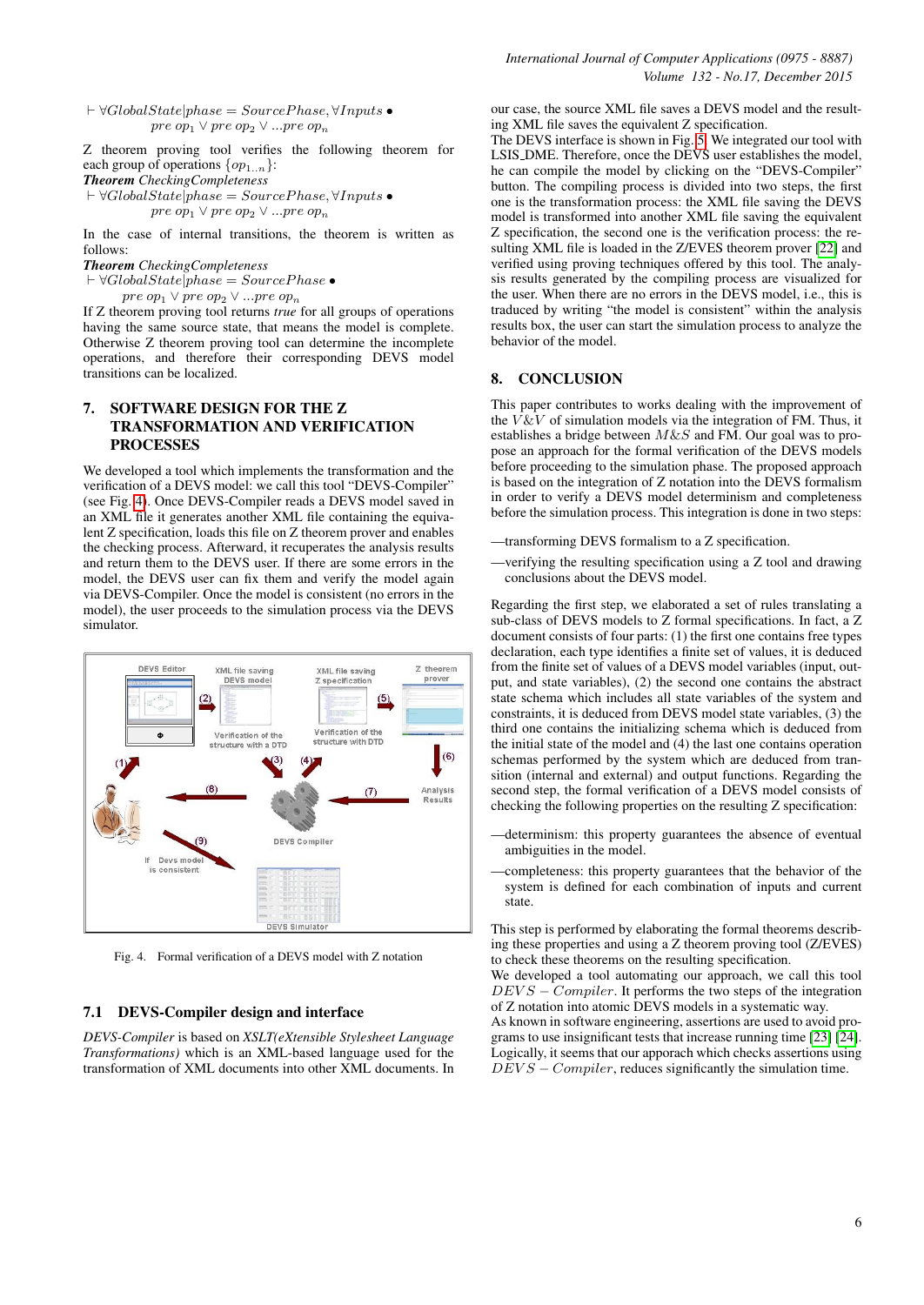$\vdash \forall GlobalState | phase = SourcePhase, \forall Inputs \bullet$
$pre\ op_1 \vee pre\ op_2 \vee ...pre\ op_n$

Z theorem proving tool verifies the following theorem for each group of operations $\{op_{1..n}\}$:

***Theorem*** *CheckingCompleteness*
$\vdash \forall GlobalState | phase = SourcePhase, \forall Inputs \bullet$
$pre\ op_1 \vee pre\ op_2 \vee ...pre\ op_n$

In the case of internal transitions, the theorem is written as follows:

***Theorem*** *CheckingCompleteness*
$\vdash \forall GlobalState | phase = SourcePhase \bullet$
$pre\ op_1 \vee pre\ op_2 \vee ...pre\ op_n$

If Z theorem proving tool returns *true* for all groups of operations having the same source state, that means the model is complete. Otherwise Z theorem proving tool can determine the incomplete operations, and therefore their corresponding DEVS model transitions can be localized.

## 7. SOFTWARE DESIGN FOR THE Z TRANSFORMATION AND VERIFICATION PROCESSES

We developed a tool which implements the transformation and the verification of a DEVS model: we call this tool "DEVS-Compiler" (see Fig. 4). Once DEVS-Compiler reads a DEVS model saved in an XML file it generates another XML file containing the equivalent Z specification, loads this file on Z theorem prover and enables the checking process. Afterward, it recuperates the analysis results and return them to the DEVS user. If there are some errors in the model, the DEVS user can fix them and verify the model again via DEVS-Compiler. Once the model is consistent (no errors in the model), the user proceeds to the simulation process via the DEVS simulator.

Fig. 4. Formal verification of a DEVS model with Z notation

### 7.1 DEVS-Compiler design and interface

*DEVS-Compiler* is based on *XSLT(eXtensible Stylesheet Language Transformations)* which is an XML-based language used for the transformation of XML documents into other XML documents. In our case, the source XML file saves a DEVS model and the resulting XML file saves the equivalent Z specification.

The DEVS interface is shown in Fig. 5. We integrated our tool with LSIS_DME. Therefore, once the DEVS user establishes the model, he can compile the model by clicking on the "DEVS-Compiler" button. The compiling process is divided into two steps, the first one is the transformation process: the XML file saving the DEVS model is transformed into another XML file saving the equivalent Z specification, the second one is the verification process: the resulting XML file is loaded in the Z/EVES theorem prover [22] and verified using proving techniques offered by this tool. The analysis results generated by the compiling process are visualized for the user. When there are no errors in the DEVS model, i.e., this is traduced by writing "the model is consistent" within the analysis results box, the user can start the simulation process to analyze the behavior of the model.

## 8. CONCLUSION

This paper contributes to works dealing with the improvement of the $V\&V$ of simulation models via the integration of FM. Thus, it establishes a bridge between $M\&S$ and FM. Our goal was to propose an approach for the formal verification of the DEVS models before proceeding to the simulation phase. The proposed approach is based on the integration of Z notation into the DEVS formalism in order to verify a DEVS model determinism and completeness before the simulation process. This integration is done in two steps:

—transforming DEVS formalism to a Z specification.

—verifying the resulting specification using a Z tool and drawing conclusions about the DEVS model.

Regarding the first step, we elaborated a set of rules translating a sub-class of DEVS models to Z formal specifications. In fact, a Z document consists of four parts: (1) the first one contains free types declaration, each type identifies a finite set of values, it is deduced from the finite set of values of a DEVS model variables (input, output, and state variables), (2) the second one contains the abstract state schema which includes all state variables of the system and constraints, it is deduced from DEVS model state variables, (3) the third one contains the initializing schema which is deduced from the initial state of the model and (4) the last one contains operation schemas performed by the system which are deduced from transition (internal and external) and output functions. Regarding the second step, the formal verification of a DEVS model consists of checking the following properties on the resulting Z specification:

—determinism: this property guarantees the absence of eventual ambiguities in the model.

—completeness: this property guarantees that the behavior of the system is defined for each combination of inputs and current state.

This step is performed by elaborating the formal theorems describing these properties and using a Z theorem proving tool (Z/EVES) to check these theorems on the resulting specification.

We developed a tool automating our approach, we call this tool $DEVS - Compiler$. It performs the two steps of the integration of Z notation into atomic DEVS models in a systematic way.

As known in software engineering, assertions are used to avoid programs to use insignificant tests that increase running time [23] [24]. Logically, it seems that our apporach which checks assertions using $DEVS - Compiler$, reduces significantly the simulation time.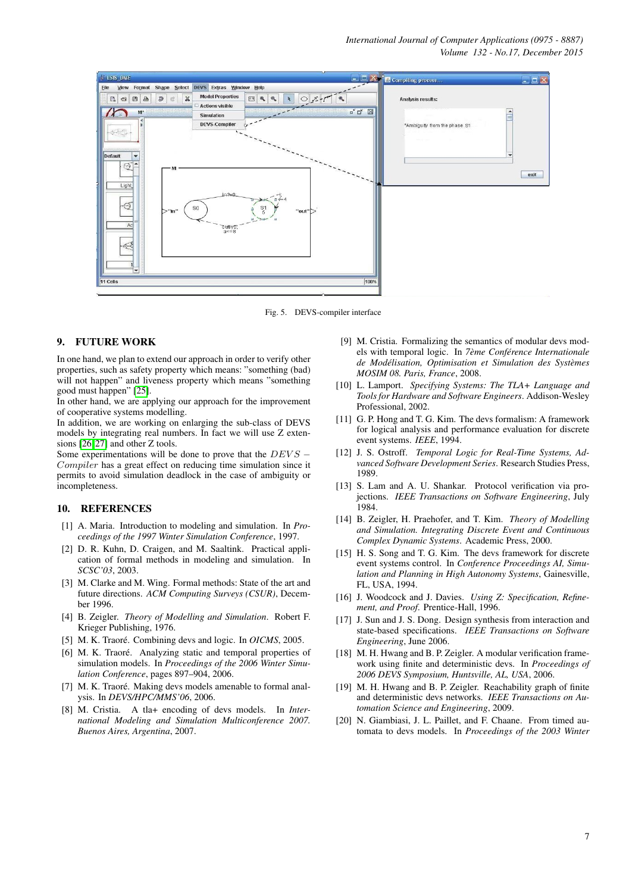Fig. 5. DEVS-compiler interface

## 9. FUTURE WORK

In one hand, we plan to extend our approach in order to verify other properties, such as safety property which means: "something (bad) will not happen" and liveness property which means "something good must happen" [25].

In other hand, we are applying our approach for the improvement of cooperative systems modelling.

In addition, we are working on enlarging the sub-class of DEVS models by integrating real numbers. In fact we will use Z extensions [26,27] and other Z tools.

Some experimentations will be done to prove that the $DEVS-Compiler$ has a great effect on reducing time simulation since it permits to avoid simulation deadlock in the case of ambiguity or incompleteness.

## 10. REFERENCES

[1] A. Maria. Introduction to modeling and simulation. In *Proceedings of the 1997 Winter Simulation Conference*, 1997.

[2] D. R. Kuhn, D. Craigen, and M. Saaltink. Practical application of formal methods in modeling and simulation. In *SCSC'03*, 2003.

[3] M. Clarke and M. Wing. Formal methods: State of the art and future directions. *ACM Computing Surveys (CSUR)*, December 1996.

[4] B. Zeigler. *Theory of Modelling and Simulation*. Robert F. Krieger Publishing, 1976.

[5] M. K. Traoré. Combining devs and logic. In *OICMS*, 2005.

[6] M. K. Traoré. Analyzing static and temporal properties of simulation models. In *Proceedings of the 2006 Winter Simulation Conference*, pages 897–904, 2006.

[7] M. K. Traoré. Making devs models amenable to formal analysis. In *DEVS/HPC/MMS'06*, 2006.

[8] M. Cristia. A tla+ encoding of devs models. In *International Modeling and Simulation Multiconference 2007. Buenos Aires, Argentina*, 2007.

[9] M. Cristia. Formalizing the semantics of modular devs models with temporal logic. In *7ème Conférence Internationale de Modélisation, Optimisation et Simulation des Systèmes MOSIM 08. Paris, France*, 2008.

[10] L. Lamport. *Specifying Systems: The TLA+ Language and Tools for Hardware and Software Engineers*. Addison-Wesley Professional, 2002.

[11] G. P. Hong and T. G. Kim. The devs formalism: A framework for logical analysis and performance evaluation for discrete event systems. *IEEE*, 1994.

[12] J. S. Ostroff. *Temporal Logic for Real-Time Systems, Advanced Software Development Series*. Research Studies Press, 1989.

[13] S. Lam and A. U. Shankar. Protocol verification via projections. *IEEE Transactions on Software Engineering*, July 1984.

[14] B. Zeigler, H. Praehofer, and T. Kim. *Theory of Modelling and Simulation. Integrating Discrete Event and Continuous Complex Dynamic Systems*. Academic Press, 2000.

[15] H. S. Song and T. G. Kim. The devs framework for discrete event systems control. In *Conference Proceedings AI, Simulation and Planning in High Autonomy Systems*, Gainesville, FL, USA, 1994.

[16] J. Woodcock and J. Davies. *Using Z: Specification, Refinement, and Proof.* Prentice-Hall, 1996.

[17] J. Sun and J. S. Dong. Design synthesis from interaction and state-based specifications. *IEEE Transactions on Software Engineering*, June 2006.

[18] M. H. Hwang and B. P. Zeigler. A modular verification framework using finite and deterministic devs. In *Proceedings of 2006 DEVS Symposium, Huntsville, AL, USA*, 2006.

[19] M. H. Hwang and B. P. Zeigler. Reachability graph of finite and deterministic devs networks. *IEEE Transactions on Automation Science and Engineering*, 2009.

[20] N. Giambiasi, J. L. Paillet, and F. Chaane. From timed automata to devs models. In *Proceedings of the 2003 Winter*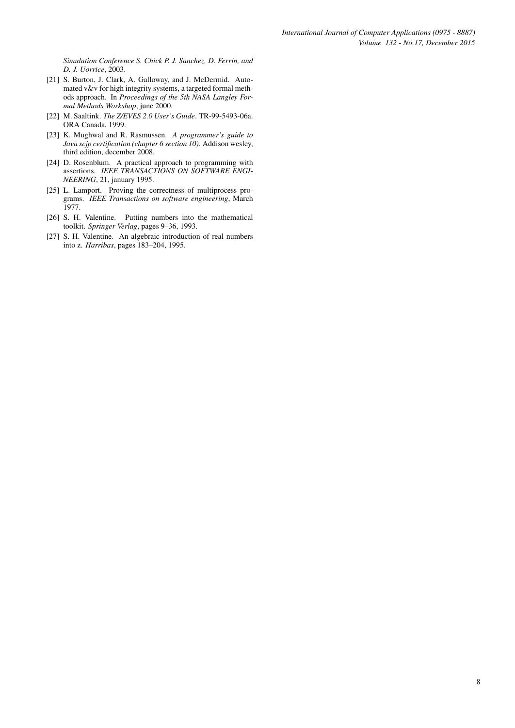*Simulation Conference S. Chick P. J. Sanchez, D. Ferrin, and D. J. Uorrice*, 2003.

[21] S. Burton, J. Clark, A. Galloway, and J. McDermid. Automated v&v for high integrity systems, a targeted formal methods approach. In *Proceedings of the 5th NASA Langley Formal Methods Workshop*, june 2000.

[22] M. Saaltink. *The Z/EVES 2.0 User's Guide*. TR-99-5493-06a. ORA Canada, 1999.

[23] K. Mughwal and R. Rasmussen. *A programmer's guide to Java scjp certification (chapter 6 section 10)*. Addison wesley, third edition, december 2008.

[24] D. Rosenblum. A practical approach to programming with assertions. *IEEE TRANSACTIONS ON SOFTWARE ENGINEERING*, 21, january 1995.

[25] L. Lamport. Proving the correctness of multiprocess programs. *IEEE Transactions on software engineering*, March 1977.

[26] S. H. Valentine. Putting numbers into the mathematical toolkit. *Springer Verlag*, pages 9–36, 1993.

[27] S. H. Valentine. An algebraic introduction of real numbers into z. *Harribas*, pages 183–204, 1995.